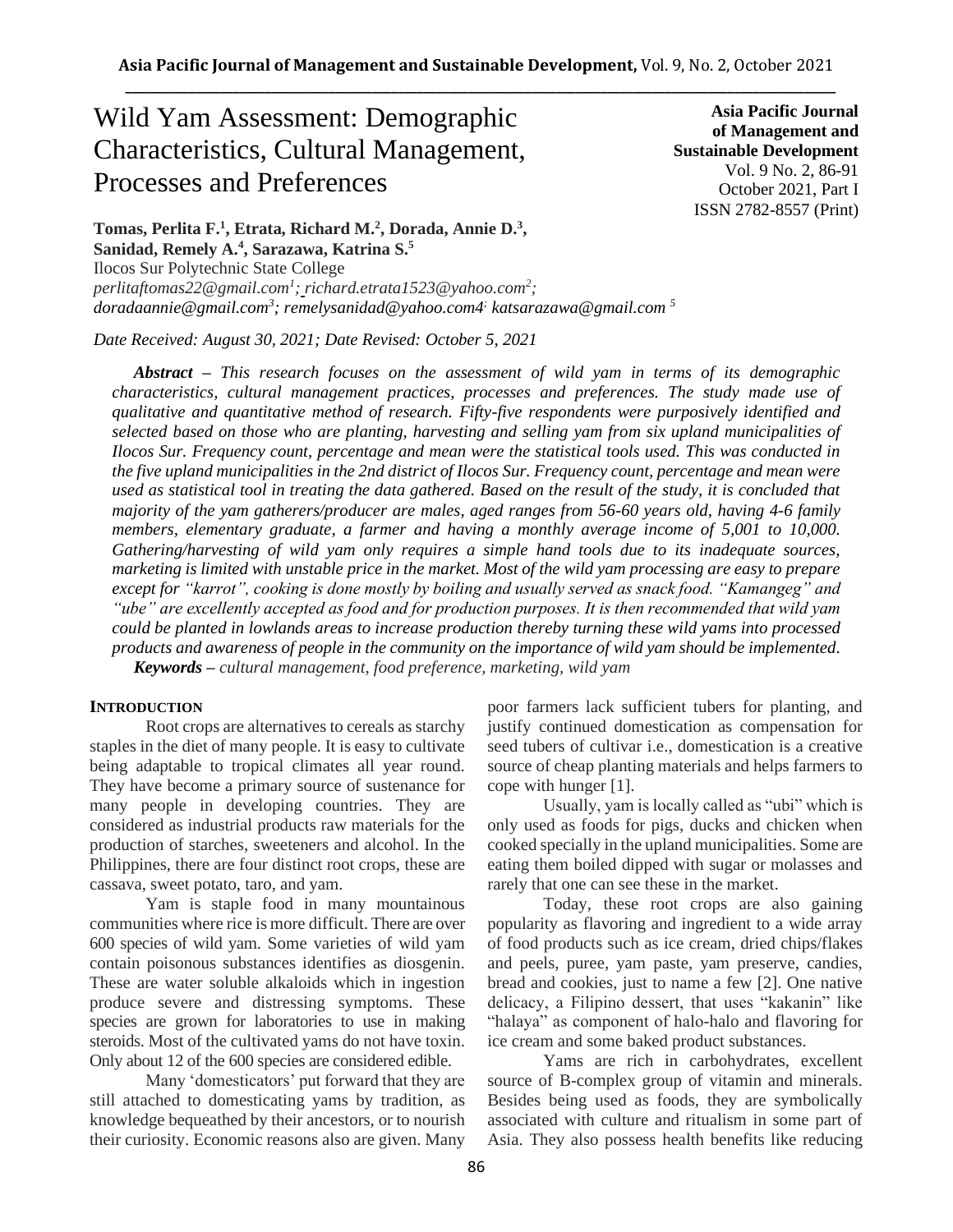# Wild Yam Assessment: Demographic Characteristics, Cultural Management, Processes and Preferences

**Asia Pacific Journal of Management and Sustainable Development**
Vol. 9 No. 2, 86-91
October 2021, Part I
ISSN 2782-8557 (Print)

**Tomas, Perlita F.[1], Etrata, Richard M.[2], Dorada, Annie D.[3], Sanidad, Remely A.[4], Sarazawa, Katrina S.[5]**
Ilocos Sur Polytechnic State College
*perlitaftomas22@gmail.com[1]; richard.etrata1523@yahoo.com[2]; doradaannie@gmail.com[3]; remelysanidad@yahoo.com4; katsarazawa@gmail.com [5]*

*Date Received: August 30, 2021; Date Revised: October 5, 2021*

***Abstract** – This research focuses on the assessment of wild yam in terms of its demographic characteristics, cultural management practices, processes and preferences. The study made use of qualitative and quantitative method of research. Fifty-five respondents were purposively identified and selected based on those who are planting, harvesting and selling yam from six upland municipalities of Ilocos Sur. Frequency count, percentage and mean were the statistical tools used. This was conducted in the five upland municipalities in the 2nd district of Ilocos Sur. Frequency count, percentage and mean were used as statistical tool in treating the data gathered. Based on the result of the study, it is concluded that majority of the yam gatherers/producer are males, aged ranges from 56-60 years old, having 4-6 family members, elementary graduate, a farmer and having a monthly average income of 5,001 to 10,000. Gathering/harvesting of wild yam only requires a simple hand tools due to its inadequate sources, marketing is limited with unstable price in the market. Most of the wild yam processing are easy to prepare except for "karrot", cooking is done mostly by boiling and usually served as snack food. "Kamangeg" and "ube" are excellently accepted as food and for production purposes. It is then recommended that wild yam could be planted in lowlands areas to increase production thereby turning these wild yams into processed products and awareness of people in the community on the importance of wild yam should be implemented.*

***Keywords** – cultural management, food preference, marketing, wild yam*

## INTRODUCTION

Root crops are alternatives to cereals as starchy staples in the diet of many people. It is easy to cultivate being adaptable to tropical climates all year round. They have become a primary source of sustenance for many people in developing countries. They are considered as industrial products raw materials for the production of starches, sweeteners and alcohol. In the Philippines, there are four distinct root crops, these are cassava, sweet potato, taro, and yam.

Yam is staple food in many mountainous communities where rice is more difficult. There are over 600 species of wild yam. Some varieties of wild yam contain poisonous substances identifies as diosgenin. These are water soluble alkaloids which in ingestion produce severe and distressing symptoms. These species are grown for laboratories to use in making steroids. Most of the cultivated yams do not have toxin. Only about 12 of the 600 species are considered edible.

Many 'domesticators' put forward that they are still attached to domesticating yams by tradition, as knowledge bequeathed by their ancestors, or to nourish their curiosity. Economic reasons also are given. Many poor farmers lack sufficient tubers for planting, and justify continued domestication as compensation for seed tubers of cultivar i.e., domestication is a creative source of cheap planting materials and helps farmers to cope with hunger [1].

Usually, yam is locally called as "ubi" which is only used as foods for pigs, ducks and chicken when cooked specially in the upland municipalities. Some are eating them boiled dipped with sugar or molasses and rarely that one can see these in the market.

Today, these root crops are also gaining popularity as flavoring and ingredient to a wide array of food products such as ice cream, dried chips/flakes and peels, puree, yam paste, yam preserve, candies, bread and cookies, just to name a few [2]. One native delicacy, a Filipino dessert, that uses "kakanin" like "halaya" as component of halo-halo and flavoring for ice cream and some baked product substances.

Yams are rich in carbohydrates, excellent source of B-complex group of vitamin and minerals. Besides being used as foods, they are symbolically associated with culture and ritualism in some part of Asia. They also possess health benefits like reducing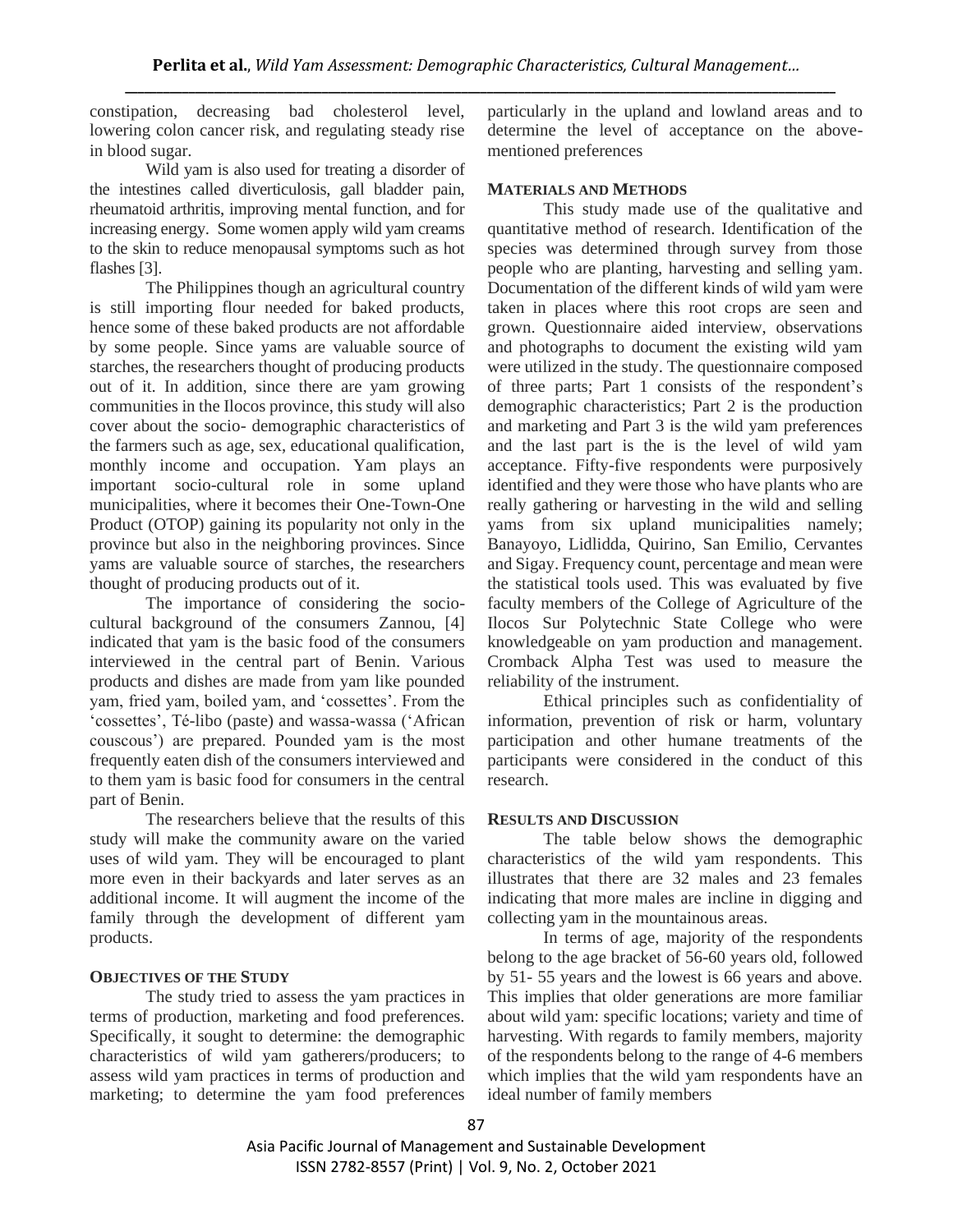constipation, decreasing bad cholesterol level, lowering colon cancer risk, and regulating steady rise in blood sugar.

Wild yam is also used for treating a disorder of the intestines called diverticulosis, gall bladder pain, rheumatoid arthritis, improving mental function, and for increasing energy. Some women apply wild yam creams to the skin to reduce menopausal symptoms such as hot flashes [3].

The Philippines though an agricultural country is still importing flour needed for baked products, hence some of these baked products are not affordable by some people. Since yams are valuable source of starches, the researchers thought of producing products out of it. In addition, since there are yam growing communities in the Ilocos province, this study will also cover about the socio- demographic characteristics of the farmers such as age, sex, educational qualification, monthly income and occupation. Yam plays an important socio-cultural role in some upland municipalities, where it becomes their One-Town-One Product (OTOP) gaining its popularity not only in the province but also in the neighboring provinces. Since yams are valuable source of starches, the researchers thought of producing products out of it.

The importance of considering the socio-cultural background of the consumers Zannou, [4] indicated that yam is the basic food of the consumers interviewed in the central part of Benin. Various products and dishes are made from yam like pounded yam, fried yam, boiled yam, and 'cossettes'. From the 'cossettes', Té-libo (paste) and wassa-wassa ('African couscous') are prepared. Pounded yam is the most frequently eaten dish of the consumers interviewed and to them yam is basic food for consumers in the central part of Benin.

The researchers believe that the results of this study will make the community aware on the varied uses of wild yam. They will be encouraged to plant more even in their backyards and later serves as an additional income. It will augment the income of the family through the development of different yam products.

## OBJECTIVES OF THE STUDY

The study tried to assess the yam practices in terms of production, marketing and food preferences. Specifically, it sought to determine: the demographic characteristics of wild yam gatherers/producers; to assess wild yam practices in terms of production and marketing; to determine the yam food preferences particularly in the upland and lowland areas and to determine the level of acceptance on the above-mentioned preferences

## MATERIALS AND METHODS

This study made use of the qualitative and quantitative method of research. Identification of the species was determined through survey from those people who are planting, harvesting and selling yam. Documentation of the different kinds of wild yam were taken in places where this root crops are seen and grown. Questionnaire aided interview, observations and photographs to document the existing wild yam were utilized in the study. The questionnaire composed of three parts; Part 1 consists of the respondent's demographic characteristics; Part 2 is the production and marketing and Part 3 is the wild yam preferences and the last part is the is the level of wild yam acceptance. Fifty-five respondents were purposively identified and they were those who have plants who are really gathering or harvesting in the wild and selling yams from six upland municipalities namely; Banayoyo, Lidlidda, Quirino, San Emilio, Cervantes and Sigay. Frequency count, percentage and mean were the statistical tools used. This was evaluated by five faculty members of the College of Agriculture of the Ilocos Sur Polytechnic State College who were knowledgeable on yam production and management. Cromback Alpha Test was used to measure the reliability of the instrument.

Ethical principles such as confidentiality of information, prevention of risk or harm, voluntary participation and other humane treatments of the participants were considered in the conduct of this research.

## RESULTS AND DISCUSSION

The table below shows the demographic characteristics of the wild yam respondents. This illustrates that there are 32 males and 23 females indicating that more males are incline in digging and collecting yam in the mountainous areas.

In terms of age, majority of the respondents belong to the age bracket of 56-60 years old, followed by 51- 55 years and the lowest is 66 years and above. This implies that older generations are more familiar about wild yam: specific locations; variety and time of harvesting. With regards to family members, majority of the respondents belong to the range of 4-6 members which implies that the wild yam respondents have an ideal number of family members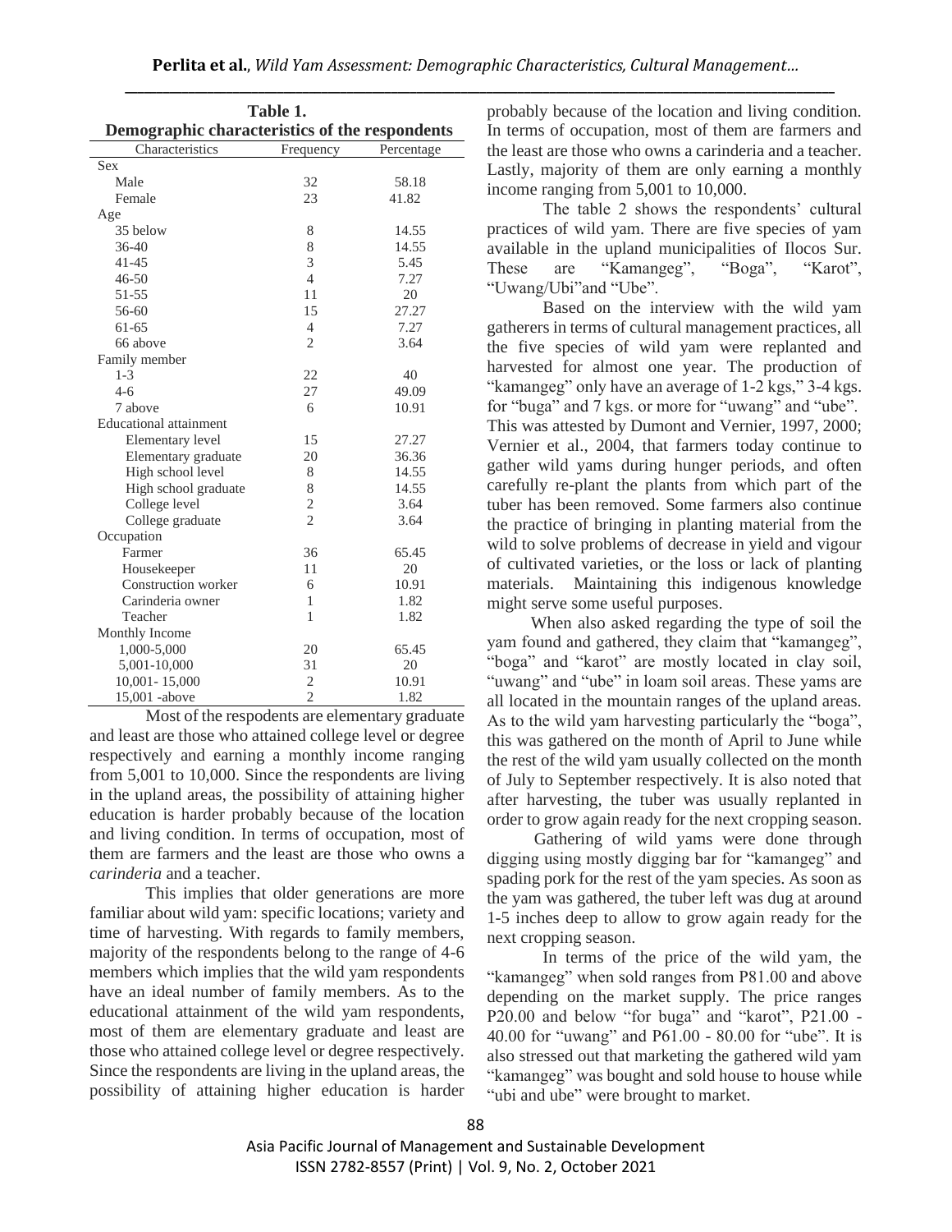**Table 1.**
**Demographic characteristics of the respondents**

| Characteristics | Frequency | Percentage |
|---|---|---|
| Sex | | |
| Male | 32 | 58.18 |
| Female | 23 | 41.82 |
| Age | | |
| 35 below | 8 | 14.55 |
| 36-40 | 8 | 14.55 |
| 41-45 | 3 | 5.45 |
| 46-50 | 4 | 7.27 |
| 51-55 | 11 | 20 |
| 56-60 | 15 | 27.27 |
| 61-65 | 4 | 7.27 |
| 66 above | 2 | 3.64 |
| Family member | | |
| 1-3 | 22 | 40 |
| 4-6 | 27 | 49.09 |
| 7 above | 6 | 10.91 |
| Educational attainment | | |
| Elementary level | 15 | 27.27 |
| Elementary graduate | 20 | 36.36 |
| High school level | 8 | 14.55 |
| High school graduate | 8 | 14.55 |
| College level | 2 | 3.64 |
| College graduate | 2 | 3.64 |
| Occupation | | |
| Farmer | 36 | 65.45 |
| Housekeeper | 11 | 20 |
| Construction worker | 6 | 10.91 |
| Carinderia owner | 1 | 1.82 |
| Teacher | 1 | 1.82 |
| Monthly Income | | |
| 1,000-5,000 | 20 | 65.45 |
| 5,001-10,000 | 31 | 20 |
| 10,001- 15,000 | 2 | 10.91 |
| 15,001 -above | 2 | 1.82 |

Most of the respodents are elementary graduate and least are those who attained college level or degree respectively and earning a monthly income ranging from 5,001 to 10,000. Since the respondents are living in the upland areas, the possibility of attaining higher education is harder probably because of the location and living condition. In terms of occupation, most of them are farmers and the least are those who owns a *carinderia* and a teacher.

This implies that older generations are more familiar about wild yam: specific locations; variety and time of harvesting. With regards to family members, majority of the respondents belong to the range of 4-6 members which implies that the wild yam respondents have an ideal number of family members. As to the educational attainment of the wild yam respondents, most of them are elementary graduate and least are those who attained college level or degree respectively. Since the respondents are living in the upland areas, the possibility of attaining higher education is harder probably because of the location and living condition. In terms of occupation, most of them are farmers and the least are those who owns a carinderia and a teacher. Lastly, majority of them are only earning a monthly income ranging from 5,001 to 10,000.

The table 2 shows the respondents' cultural practices of wild yam. There are five species of yam available in the upland municipalities of Ilocos Sur. These are "Kamangeg", "Boga", "Karot", "Uwang/Ubi"and "Ube".

Based on the interview with the wild yam gatherers in terms of cultural management practices, all the five species of wild yam were replanted and harvested for almost one year. The production of "kamangeg" only have an average of 1-2 kgs," 3-4 kgs. for "buga" and 7 kgs. or more for "uwang" and "ube". This was attested by Dumont and Vernier, 1997, 2000; Vernier et al., 2004, that farmers today continue to gather wild yams during hunger periods, and often carefully re-plant the plants from which part of the tuber has been removed. Some farmers also continue the practice of bringing in planting material from the wild to solve problems of decrease in yield and vigour of cultivated varieties, or the loss or lack of planting materials. Maintaining this indigenous knowledge might serve some useful purposes.

When also asked regarding the type of soil the yam found and gathered, they claim that "kamangeg", "boga" and "karot" are mostly located in clay soil, "uwang" and "ube" in loam soil areas. These yams are all located in the mountain ranges of the upland areas. As to the wild yam harvesting particularly the "boga", this was gathered on the month of April to June while the rest of the wild yam usually collected on the month of July to September respectively. It is also noted that after harvesting, the tuber was usually replanted in order to grow again ready for the next cropping season.

Gathering of wild yams were done through digging using mostly digging bar for "kamangeg" and spading pork for the rest of the yam species. As soon as the yam was gathered, the tuber left was dug at around 1-5 inches deep to allow to grow again ready for the next cropping season.

In terms of the price of the wild yam, the "kamangeg" when sold ranges from P81.00 and above depending on the market supply. The price ranges P20.00 and below "for buga" and "karot", P21.00 - 40.00 for "uwang" and P61.00 - 80.00 for "ube". It is also stressed out that marketing the gathered wild yam "kamangeg" was bought and sold house to house while "ubi and ube" were brought to market.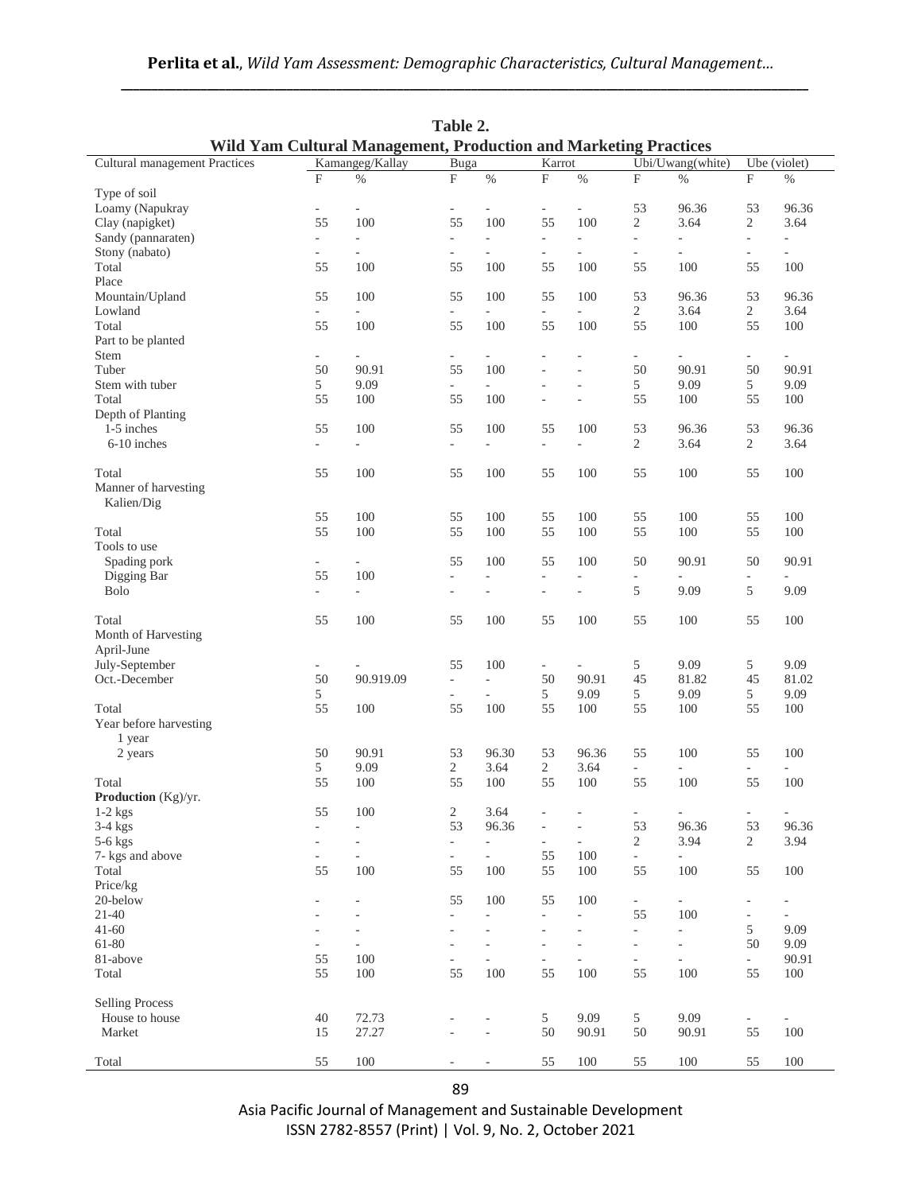**Table 2.**
**Wild Yam Cultural Management, Production and Marketing Practices**

| Cultural management Practices | Kamangeg/Kallay | | Buga | | Karrot | | Ubi/Uwang(white) | | Ube (violet) | |
|---|---|---|---|---|---|---|---|---|---|---|
| | F | % | F | % | F | % | F | % | F | % |
| Type of soil | | | | | | | | | | |
| Loamy (Napukray | - | - | - | - | - | - | 53 | 96.36 | 53 | 96.36 |
| Clay (napigket) | 55 | 100 | 55 | 100 | 55 | 100 | 2 | 3.64 | 2 | 3.64 |
| Sandy (pannaraten) | - | - | - | - | - | - | - | - | - | - |
| Stony (nabato) | - | - | - | - | - | - | - | - | - | - |
| Total | 55 | 100 | 55 | 100 | 55 | 100 | 55 | 100 | 55 | 100 |
| Place | | | | | | | | | | |
| Mountain/Upland | 55 | 100 | 55 | 100 | 55 | 100 | 53 | 96.36 | 53 | 96.36 |
| Lowland | - | - | - | - | - | - | 2 | 3.64 | 2 | 3.64 |
| Total | 55 | 100 | 55 | 100 | 55 | 100 | 55 | 100 | 55 | 100 |
| Part to be planted | | | | | | | | | | |
| Stem | - | - | - | - | - | - | - | - | - | - |
| Tuber | 50 | 90.91 | 55 | 100 | - | - | 50 | 90.91 | 50 | 90.91 |
| Stem with tuber | 5 | 9.09 | - | - | - | - | 5 | 9.09 | 5 | 9.09 |
| Total | 55 | 100 | 55 | 100 | - | - | 55 | 100 | 55 | 100 |
| Depth of Planting | | | | | | | | | | |
| 1-5 inches | 55 | 100 | 55 | 100 | 55 | 100 | 53 | 96.36 | 53 | 96.36 |
| 6-10 inches | - | - | - | - | - | - | 2 | 3.64 | 2 | 3.64 |
| Total | 55 | 100 | 55 | 100 | 55 | 100 | 55 | 100 | 55 | 100 |
| Manner of harvesting | | | | | | | | | | |
| Kalien/Dig | 55 | 100 | 55 | 100 | 55 | 100 | 55 | 100 | 55 | 100 |
| Total | 55 | 100 | 55 | 100 | 55 | 100 | 55 | 100 | 55 | 100 |
| Tools to use | | | | | | | | | | |
| Spading pork | - | - | 55 | 100 | 55 | 100 | 50 | 90.91 | 50 | 90.91 |
| Digging Bar | 55 | 100 | - | - | - | - | - | - | - | - |
| Bolo | - | - | - | - | - | - | 5 | 9.09 | 5 | 9.09 |
| Total | 55 | 100 | 55 | 100 | 55 | 100 | 55 | 100 | 55 | 100 |
| Month of Harvesting | | | | | | | | | | |
| April-June | | | | | | | | | | |
| July-September | - | - | 55 | 100 | - | - | 5 | 9.09 | 5 | 9.09 |
| Oct.-December | 50 | 90.919.09 | - | - | 50 | 90.91 | 45 | 81.82 | 45 | 81.02 |
| | 5 | | - | - | 5 | 9.09 | 5 | 9.09 | 5 | 9.09 |
| Total | 55 | 100 | 55 | 100 | 55 | 100 | 55 | 100 | 55 | 100 |
| Year before harvesting | | | | | | | | | | |
| 1 year | | | | | | | | | | |
| 2 years | 50 | 90.91 | 53 | 96.30 | 53 | 96.36 | 55 | 100 | 55 | 100 |
| | 5 | 9.09 | 2 | 3.64 | 2 | 3.64 | - | - | - | - |
| Total | 55 | 100 | 55 | 100 | 55 | 100 | 55 | 100 | 55 | 100 |
| **Production** (Kg)/yr. | | | | | | | | | | |
| 1-2 kgs | 55 | 100 | 2 | 3.64 | - | - | - | - | - | - |
| 3-4 kgs | - | - | 53 | 96.36 | - | - | 53 | 96.36 | 53 | 96.36 |
| 5-6 kgs | - | - | - | - | - | - | 2 | 3.94 | 2 | 3.94 |
| 7- kgs and above | - | - | - | - | 55 | 100 | - | - | | |
| Total | 55 | 100 | 55 | 100 | 55 | 100 | 55 | 100 | 55 | 100 |
| Price/kg | | | | | | | | | | |
| 20-below | - | - | 55 | 100 | 55 | 100 | - | - | - | - |
| 21-40 | - | - | - | - | - | - | 55 | 100 | - | - |
| 41-60 | - | - | - | - | - | - | - | - | 5 | 9.09 |
| 61-80 | - | - | - | - | - | - | - | - | 50 | 9.09 |
| 81-above | 55 | 100 | - | - | - | - | - | - | - | 90.91 |
| Total | 55 | 100 | 55 | 100 | 55 | 100 | 55 | 100 | 55 | 100 |
| Selling Process | | | | | | | | | | |
| House to house | 40 | 72.73 | - | - | 5 | 9.09 | 5 | 9.09 | - | - |
| Market | 15 | 27.27 | - | - | 50 | 90.91 | 50 | 90.91 | 55 | 100 |
| Total | 55 | 100 | - | - | 55 | 100 | 55 | 100 | 55 | 100 |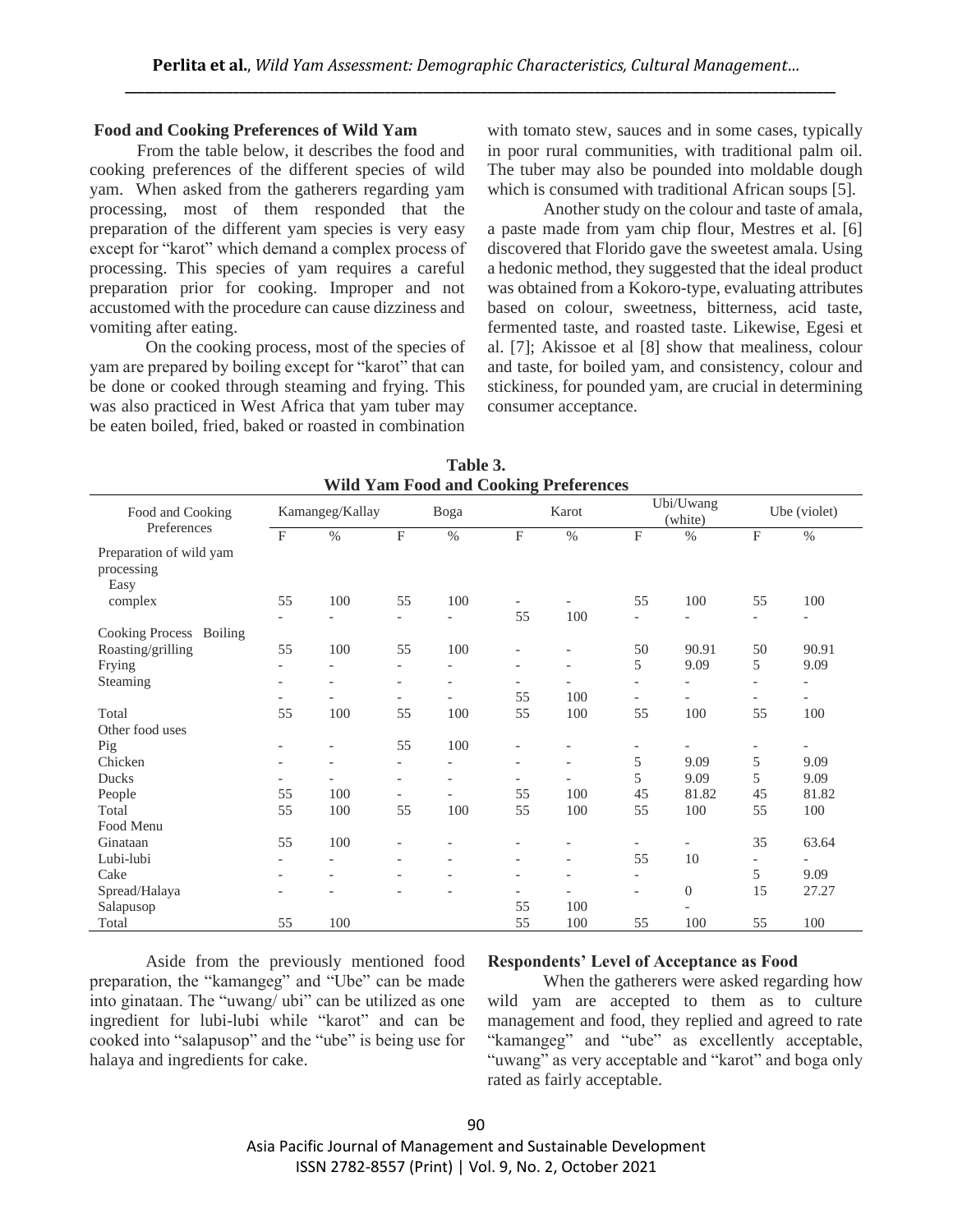**Food and Cooking Preferences of Wild Yam**

From the table below, it describes the food and cooking preferences of the different species of wild yam. When asked from the gatherers regarding yam processing, most of them responded that the preparation of the different yam species is very easy except for "karot" which demand a complex process of processing. This species of yam requires a careful preparation prior for cooking. Improper and not accustomed with the procedure can cause dizziness and vomiting after eating.

On the cooking process, most of the species of yam are prepared by boiling except for "karot" that can be done or cooked through steaming and frying. This was also practiced in West Africa that yam tuber may be eaten boiled, fried, baked or roasted in combination with tomato stew, sauces and in some cases, typically in poor rural communities, with traditional palm oil. The tuber may also be pounded into moldable dough which is consumed with traditional African soups [5].

Another study on the colour and taste of amala, a paste made from yam chip flour, Mestres et al. [6] discovered that Florido gave the sweetest amala. Using a hedonic method, they suggested that the ideal product was obtained from a Kokoro-type, evaluating attributes based on colour, sweetness, bitterness, acid taste, fermented taste, and roasted taste. Likewise, Egesi et al. [7]; Akissoe et al [8] show that mealiness, colour and taste, for boiled yam, and consistency, colour and stickiness, for pounded yam, are crucial in determining consumer acceptance.

**Table 3.**
**Wild Yam Food and Cooking Preferences**

| Food and Cooking Preferences | Kamangeg/Kallay | | Boga | | Karot | | Ubi/Uwang (white) | | Ube (violet) | |
|---|---|---|---|---|---|---|---|---|---|---|
| | F | % | F | % | F | % | F | % | F | % |
| Preparation of wild yam processing | | | | | | | | | | |
| Easy | | | | | | | | | | |
| complex | 55 | 100 | 55 | 100 | - | - | 55 | 100 | 55 | 100 |
| | - | - | - | - | 55 | 100 | - | - | - | - |
| Cooking Process Boiling | | | | | | | | | | |
| Roasting/grilling | 55 | 100 | 55 | 100 | - | - | 50 | 90.91 | 50 | 90.91 |
| Frying | - | - | - | - | - | - | 5 | 9.09 | 5 | 9.09 |
| Steaming | - | - | - | - | - | - | - | - | - | - |
| | - | - | - | - | 55 | 100 | - | - | - | - |
| Total | 55 | 100 | 55 | 100 | 55 | 100 | 55 | 100 | 55 | 100 |
| Other food uses | | | | | | | | | | |
| Pig | - | - | 55 | 100 | - | - | - | - | - | - |
| Chicken | - | - | - | - | - | - | 5 | 9.09 | 5 | 9.09 |
| Ducks | - | - | - | - | - | - | 5 | 9.09 | 5 | 9.09 |
| People | 55 | 100 | - | - | 55 | 100 | 45 | 81.82 | 45 | 81.82 |
| Total | 55 | 100 | 55 | 100 | 55 | 100 | 55 | 100 | 55 | 100 |
| Food Menu | | | | | | | | | | |
| Ginataan | 55 | 100 | - | - | - | - | - | - | 35 | 63.64 |
| Lubi-lubi | - | - | - | - | - | - | 55 | 10 | - | - |
| Cake | - | - | - | - | - | - | - | | 5 | 9.09 |
| Spread/Halaya | - | - | - | - | - | - | - | 0 | 15 | 27.27 |
| Salapusop | | | | | 55 | 100 | | - | | |
| Total | 55 | 100 | | | 55 | 100 | 55 | 100 | 55 | 100 |

Aside from the previously mentioned food preparation, the "kamangeg" and "Ube" can be made into ginataan. The "uwang/ ubi" can be utilized as one ingredient for lubi-lubi while "karot" and can be cooked into "salapusop" and the "ube" is being use for halaya and ingredients for cake.

**Respondents' Level of Acceptance as Food**

When the gatherers were asked regarding how wild yam are accepted to them as to culture management and food, they replied and agreed to rate "kamangeg" and "ube" as excellently acceptable, "uwang" as very acceptable and "karot" and boga only rated as fairly acceptable.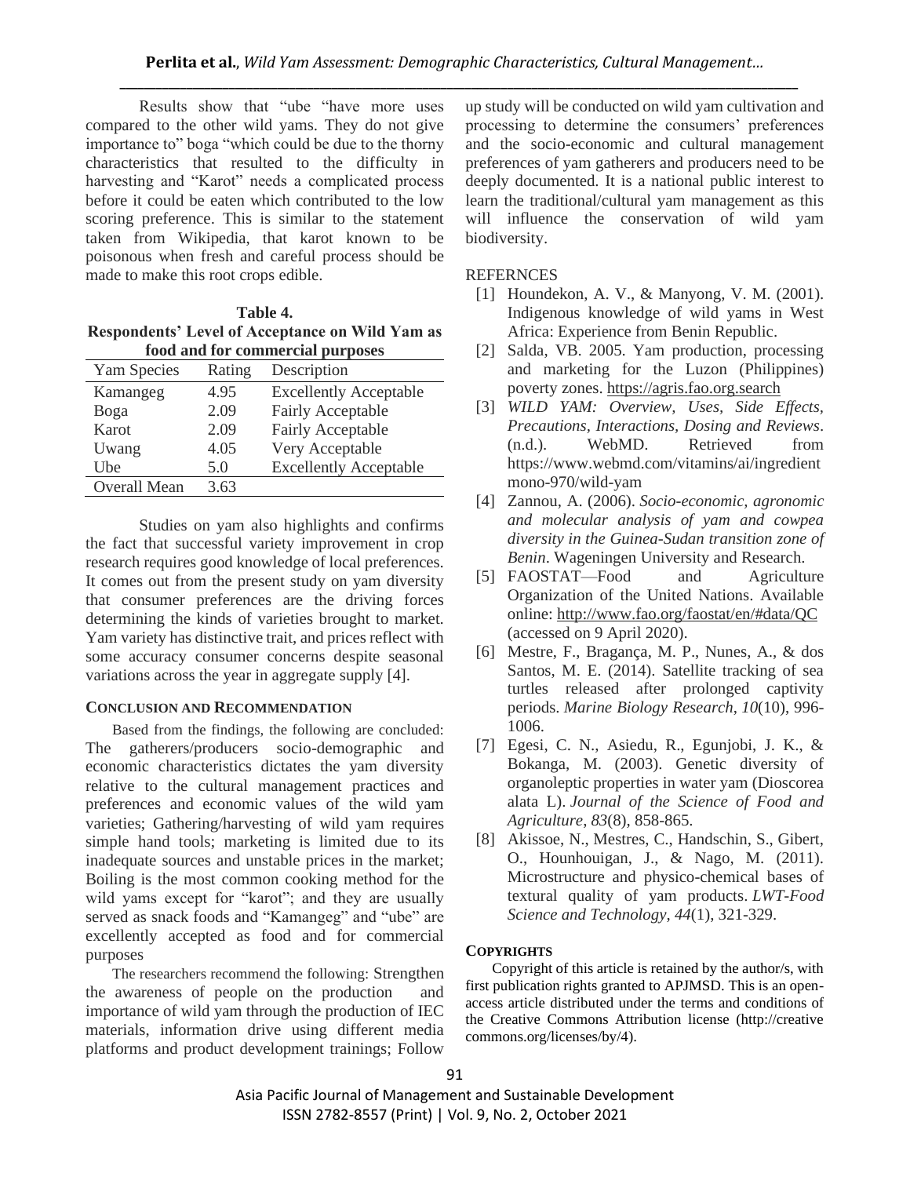Results show that "ube "have more uses compared to the other wild yams. They do not give importance to" boga "which could be due to the thorny characteristics that resulted to the difficulty in harvesting and "Karot" needs a complicated process before it could be eaten which contributed to the low scoring preference. This is similar to the statement taken from Wikipedia, that karot known to be poisonous when fresh and careful process should be made to make this root crops edible.

**Table 4.**
**Respondents' Level of Acceptance on Wild Yam as food and for commercial purposes**

| Yam Species | Rating | Description |
|---|---|---|
| Kamangeg | 4.95 | Excellently Acceptable |
| Boga | 2.09 | Fairly Acceptable |
| Karot | 2.09 | Fairly Acceptable |
| Uwang | 4.05 | Very Acceptable |
| Ube | 5.0 | Excellently Acceptable |
| Overall Mean | 3.63 | |

Studies on yam also highlights and confirms the fact that successful variety improvement in crop research requires good knowledge of local preferences. It comes out from the present study on yam diversity that consumer preferences are the driving forces determining the kinds of varieties brought to market. Yam variety has distinctive trait, and prices reflect with some accuracy consumer concerns despite seasonal variations across the year in aggregate supply [4].

## CONCLUSION AND RECOMMENDATION

Based from the findings, the following are concluded: The gatherers/producers socio-demographic and economic characteristics dictates the yam diversity relative to the cultural management practices and preferences and economic values of the wild yam varieties; Gathering/harvesting of wild yam requires simple hand tools; marketing is limited due to its inadequate sources and unstable prices in the market; Boiling is the most common cooking method for the wild yams except for "karot"; and they are usually served as snack foods and "Kamangeg" and "ube" are excellently accepted as food and for commercial purposes

The researchers recommend the following: Strengthen the awareness of people on the production and importance of wild yam through the production of IEC materials, information drive using different media platforms and product development trainings; Follow up study will be conducted on wild yam cultivation and processing to determine the consumers' preferences and the socio-economic and cultural management preferences of yam gatherers and producers need to be deeply documented. It is a national public interest to learn the traditional/cultural yam management as this will influence the conservation of wild yam biodiversity.

## REFERNCES

[1] Houndekon, A. V., & Manyong, V. M. (2001). Indigenous knowledge of wild yams in West Africa: Experience from Benin Republic.

[2] Salda, VB. 2005. Yam production, processing and marketing for the Luzon (Philippines) poverty zones. https://agris.fao.org.search

[3] *WILD YAM: Overview, Uses, Side Effects, Precautions, Interactions, Dosing and Reviews*. (n.d.). WebMD. Retrieved from https://www.webmd.com/vitamins/ai/ingredientmono-970/wild-yam

[4] Zannou, A. (2006). *Socio-economic, agronomic and molecular analysis of yam and cowpea diversity in the Guinea-Sudan transition zone of Benin*. Wageningen University and Research.

[5] FAOSTAT—Food and Agriculture Organization of the United Nations. Available online: http://www.fao.org/faostat/en/#data/QC (accessed on 9 April 2020).

[6] Mestre, F., Bragança, M. P., Nunes, A., & dos Santos, M. E. (2014). Satellite tracking of sea turtles released after prolonged captivity periods. *Marine Biology Research*, *10*(10), 996-1006.

[7] Egesi, C. N., Asiedu, R., Egunjobi, J. K., & Bokanga, M. (2003). Genetic diversity of organoleptic properties in water yam (Dioscorea alata L). *Journal of the Science of Food and Agriculture*, *83*(8), 858-865.

[8] Akissoe, N., Mestres, C., Handschin, S., Gibert, O., Hounhouigan, J., & Nago, M. (2011). Microstructure and physico-chemical bases of textural quality of yam products. *LWT-Food Science and Technology*, *44*(1), 321-329.

## COPYRIGHTS

Copyright of this article is retained by the author/s, with first publication rights granted to APJMSD. This is an open-access article distributed under the terms and conditions of the Creative Commons Attribution license (http://creative commons.org/licenses/by/4).